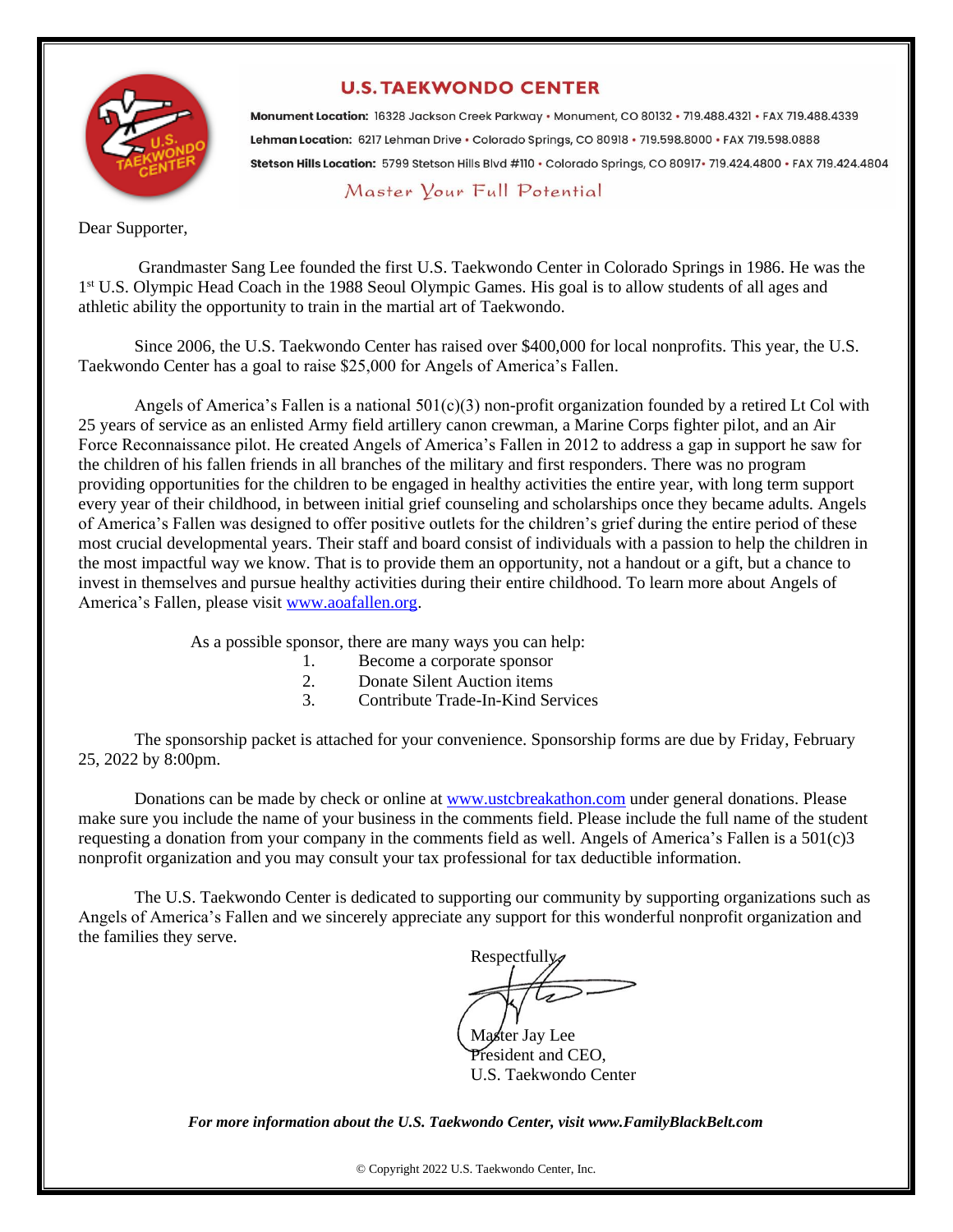# U.S. TAEKWONDO CENTER

**Monument Location:** 16328 Jackson Creek Parkway • Monument, CO 80132 • 719.488.4321 • FAX 719.488.4339

**Lehman Location:** 6217 Lehman Drive • Colorado Springs, CO 80918 • 719.598.8000 • FAX 719.598.0888

**Stetson Hills Location:** 5799 Stetson Hills Blvd #110 • Colorado Springs, CO 80917• 719.424.4800 • FAX 719.424.4804

*Master Your Full Potential*

Dear Supporter,

Grandmaster Sang Lee founded the first U.S. Taekwondo Center in Colorado Springs in 1986. He was the 1st U.S. Olympic Head Coach in the 1988 Seoul Olympic Games. His goal is to allow students of all ages and athletic ability the opportunity to train in the martial art of Taekwondo.

Since 2006, the U.S. Taekwondo Center has raised over $400,000 for local nonprofits. This year, the U.S. Taekwondo Center has a goal to raise $25,000 for Angels of America's Fallen.

Angels of America's Fallen is a national 501(c)(3) non-profit organization founded by a retired Lt Col with 25 years of service as an enlisted Army field artillery canon crewman, a Marine Corps fighter pilot, and an Air Force Reconnaissance pilot. He created Angels of America's Fallen in 2012 to address a gap in support he saw for the children of his fallen friends in all branches of the military and first responders. There was no program providing opportunities for the children to be engaged in healthy activities the entire year, with long term support every year of their childhood, in between initial grief counseling and scholarships once they became adults. Angels of America's Fallen was designed to offer positive outlets for the children's grief during the entire period of these most crucial developmental years. Their staff and board consist of individuals with a passion to help the children in the most impactful way we know. That is to provide them an opportunity, not a handout or a gift, but a chance to invest in themselves and pursue healthy activities during their entire childhood. To learn more about Angels of America's Fallen, please visit www.aoafallen.org.

As a possible sponsor, there are many ways you can help:

1. Become a corporate sponsor
2. Donate Silent Auction items
3. Contribute Trade-In-Kind Services

The sponsorship packet is attached for your convenience. Sponsorship forms are due by Friday, February 25, 2022 by 8:00pm.

Donations can be made by check or online at www.ustcbreakathon.com under general donations. Please make sure you include the name of your business in the comments field. Please include the full name of the student requesting a donation from your company in the comments field as well. Angels of America's Fallen is a 501(c)3 nonprofit organization and you may consult your tax professional for tax deductible information.

The U.S. Taekwondo Center is dedicated to supporting our community by supporting organizations such as Angels of America's Fallen and we sincerely appreciate any support for this wonderful nonprofit organization and the families they serve.

Respectfully,

Master Jay Lee
President and CEO,
U.S. Taekwondo Center

***For more information about the U.S. Taekwondo Center, visit www.FamilyBlackBelt.com***

© Copyright 2022 U.S. Taekwondo Center, Inc.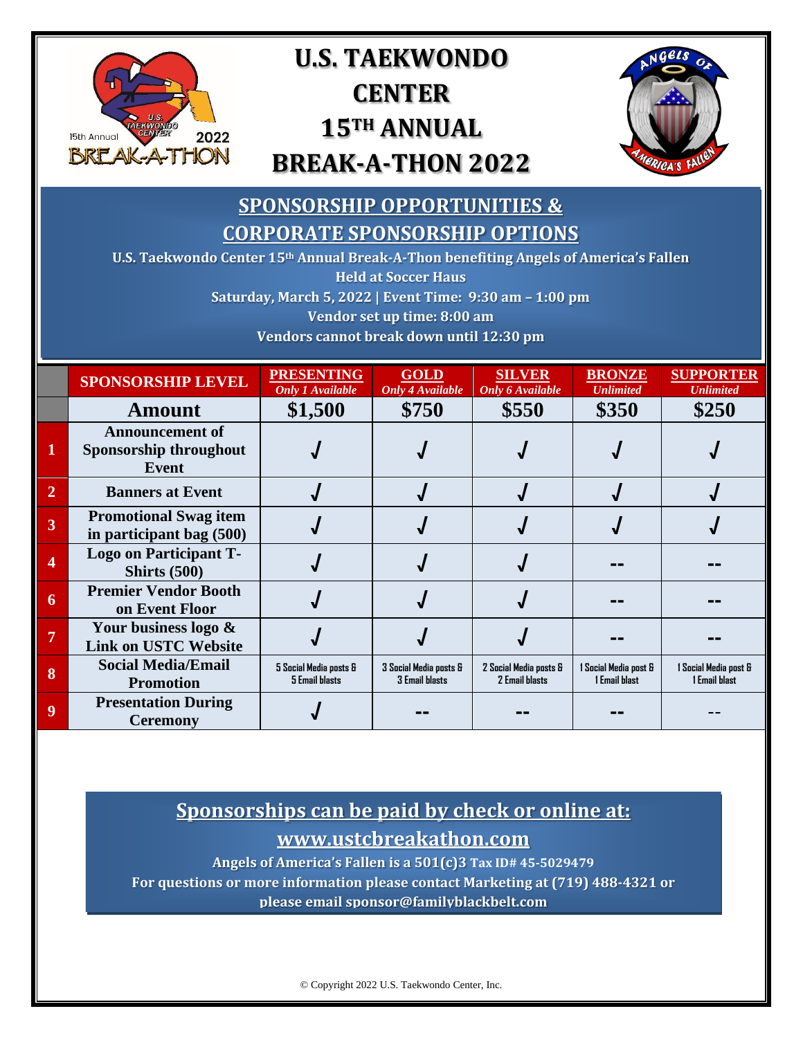# U.S. TAEKWONDO CENTER 15TH ANNUAL BREAK-A-THON 2022

## SPONSORSHIP OPPORTUNITIES & CORPORATE SPONSORSHIP OPTIONS

**U.S. Taekwondo Center 15th Annual Break-A-Thon benefiting Angels of America's Fallen**
**Held at Soccer Haus**
**Saturday, March 5, 2022 | Event Time: 9:30 am – 1:00 pm**
**Vendor set up time: 8:00 am**
**Vendors cannot break down until 12:30 pm**

| | SPONSORSHIP LEVEL | PRESENTING *Only 1 Available* | GOLD *Only 4 Available* | SILVER *Only 6 Available* | BRONZE *Unlimited* | SUPPORTER *Unlimited* |
|---|---|---|---|---|---|---|
| | **Amount** | **$1,500** | **$750** | **$550** | **$350** | **$250** |
| 1 | Announcement of Sponsorship throughout Event | √ | √ | √ | √ | √ |
| 2 | Banners at Event | √ | √ | √ | √ | √ |
| 3 | Promotional Swag item in participant bag (500) | √ | √ | √ | √ | √ |
| 4 | Logo on Participant T-Shirts (500) | √ | √ | √ | -- | -- |
| 6 | Premier Vendor Booth on Event Floor | √ | √ | √ | -- | -- |
| 7 | Your business logo & Link on USTC Website | √ | √ | √ | -- | -- |
| 8 | Social Media/Email Promotion | 5 Social Media posts & 5 Email blasts | 3 Social Media posts & 3 Email blasts | 2 Social Media posts & 2 Email blasts | 1 Social Media post & 1 Email blast | 1 Social Media post & 1 Email blast |
| 9 | Presentation During Ceremony | √ | -- | -- | -- | -- |

## Sponsorships can be paid by check or online at:

## www.ustcbreakathon.com

**Angels of America's Fallen is a 501(c)3 Tax ID# 45-5029479**
**For questions or more information please contact Marketing at (719) 488-4321 or please email sponsor@familyblackbelt.com**

© Copyright 2022 U.S. Taekwondo Center, Inc.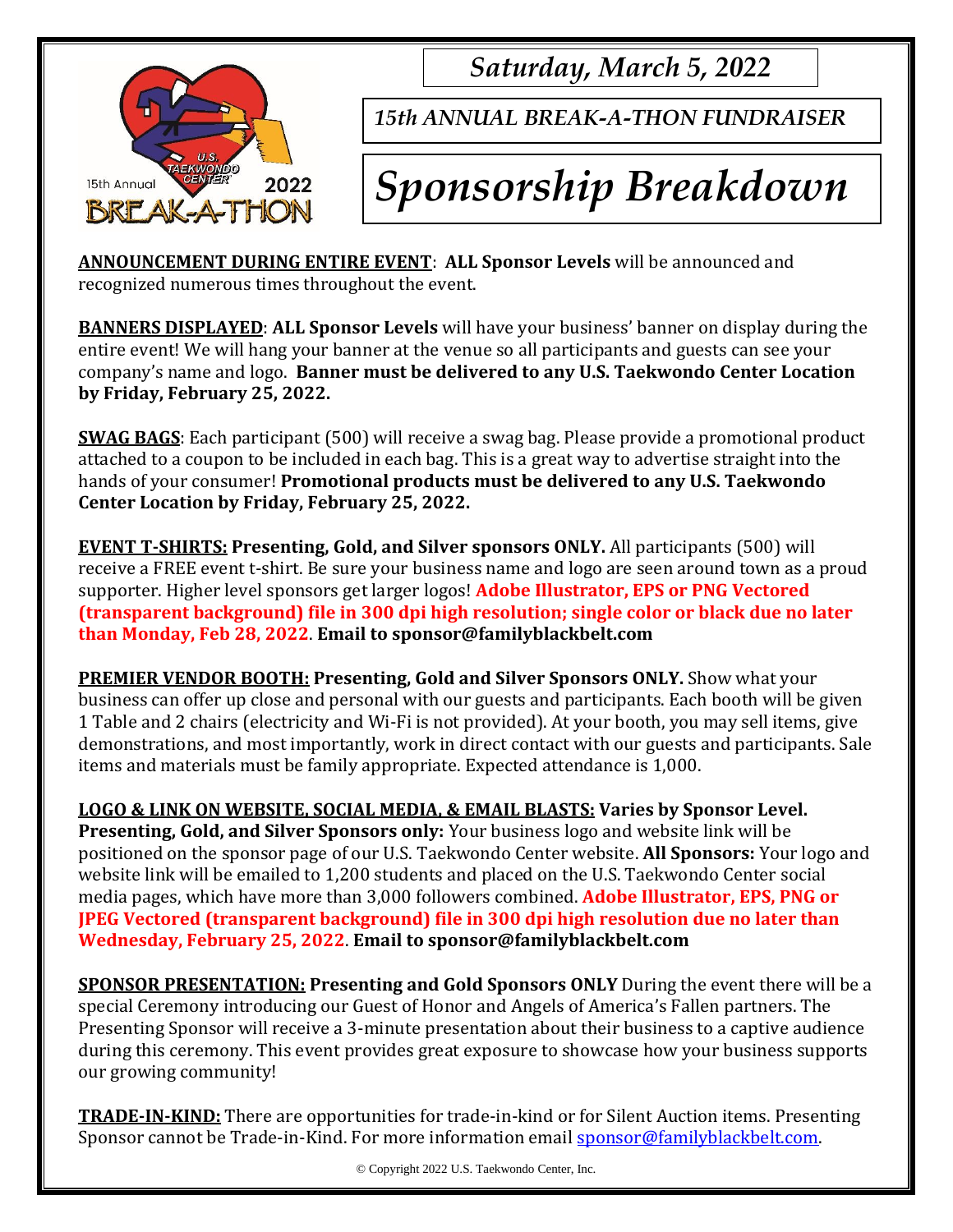*Saturday, March 5, 2022*

*15th ANNUAL BREAK-A-THON FUNDRAISER*

# *Sponsorship Breakdown*

**ANNOUNCEMENT DURING ENTIRE EVENT**: **ALL Sponsor Levels** will be announced and recognized numerous times throughout the event.

**BANNERS DISPLAYED**: **ALL Sponsor Levels** will have your business' banner on display during the entire event! We will hang your banner at the venue so all participants and guests can see your company's name and logo. **Banner must be delivered to any U.S. Taekwondo Center Location by Friday, February 25, 2022.**

**SWAG BAGS**: Each participant (500) will receive a swag bag. Please provide a promotional product attached to a coupon to be included in each bag. This is a great way to advertise straight into the hands of your consumer! **Promotional products must be delivered to any U.S. Taekwondo Center Location by Friday, February 25, 2022.**

**EVENT T-SHIRTS: Presenting, Gold, and Silver sponsors ONLY.** All participants (500) will receive a FREE event t-shirt. Be sure your business name and logo are seen around town as a proud supporter. Higher level sponsors get larger logos! **Adobe Illustrator, EPS or PNG Vectored (transparent background) file in 300 dpi high resolution; single color or black due no later than Monday, Feb 28, 2022**. **Email to sponsor@familyblackbelt.com**

**PREMIER VENDOR BOOTH: Presenting, Gold and Silver Sponsors ONLY.** Show what your business can offer up close and personal with our guests and participants. Each booth will be given 1 Table and 2 chairs (electricity and Wi-Fi is not provided). At your booth, you may sell items, give demonstrations, and most importantly, work in direct contact with our guests and participants. Sale items and materials must be family appropriate. Expected attendance is 1,000.

**LOGO & LINK ON WEBSITE, SOCIAL MEDIA, & EMAIL BLASTS: Varies by Sponsor Level. Presenting, Gold, and Silver Sponsors only:** Your business logo and website link will be positioned on the sponsor page of our U.S. Taekwondo Center website. **All Sponsors:** Your logo and website link will be emailed to 1,200 students and placed on the U.S. Taekwondo Center social media pages, which have more than 3,000 followers combined. **Adobe Illustrator, EPS, PNG or JPEG Vectored (transparent background) file in 300 dpi high resolution due no later than Wednesday, February 25, 2022**. **Email to sponsor@familyblackbelt.com**

**SPONSOR PRESENTATION: Presenting and Gold Sponsors ONLY** During the event there will be a special Ceremony introducing our Guest of Honor and Angels of America's Fallen partners. The Presenting Sponsor will receive a 3-minute presentation about their business to a captive audience during this ceremony. This event provides great exposure to showcase how your business supports our growing community!

**TRADE-IN-KIND:** There are opportunities for trade-in-kind or for Silent Auction items. Presenting Sponsor cannot be Trade-in-Kind. For more information email sponsor@familyblackbelt.com.

© Copyright 2022 U.S. Taekwondo Center, Inc.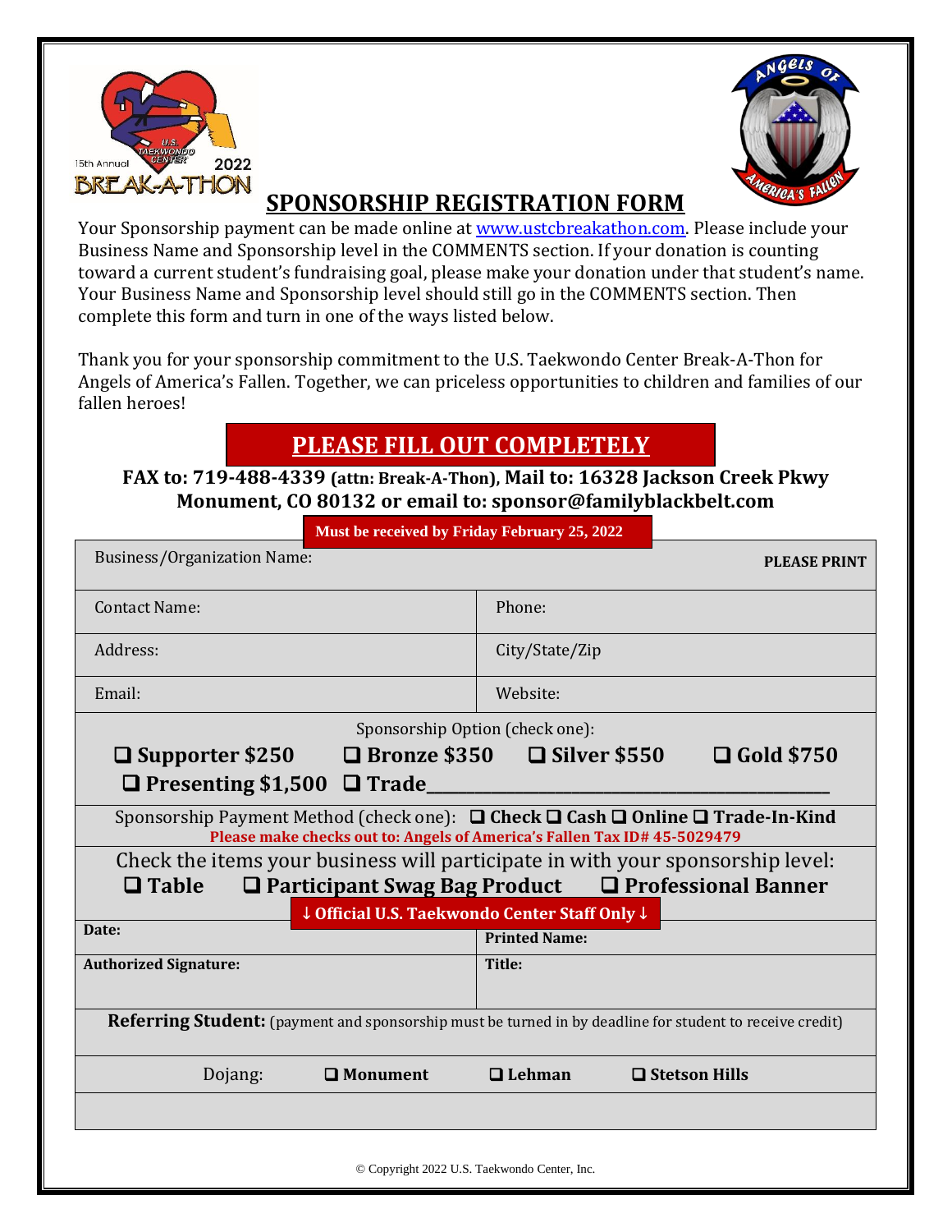# SPONSORSHIP REGISTRATION FORM

Your Sponsorship payment can be made online at www.ustcbreakathon.com. Please include your Business Name and Sponsorship level in the COMMENTS section. If your donation is counting toward a current student's fundraising goal, please make your donation under that student's name. Your Business Name and Sponsorship level should still go in the COMMENTS section. Then complete this form and turn in one of the ways listed below.

Thank you for your sponsorship commitment to the U.S. Taekwondo Center Break-A-Thon for Angels of America's Fallen. Together, we can priceless opportunities to children and families of our fallen heroes!

## PLEASE FILL OUT COMPLETELY

**FAX to: 719-488-4339 (attn: Break-A-Thon), Mail to: 16328 Jackson Creek Pkwy Monument, CO 80132 or email to: sponsor@familyblackbelt.com**

**Must be received by Friday February 25, 2022**

| | |
|---|---|
| Business/Organization Name: | **PLEASE PRINT** |
| Contact Name: | Phone: |
| Address: | City/State/Zip |
| Email: | Website: |

Sponsorship Option (check one):

❑ **Supporter $250** ❑ **Bronze $350** ❑ **Silver $550** ❑ **Gold $750**
❑ **Presenting $1,500** ❑ **Trade**\_\_\_\_\_\_\_\_\_\_\_\_\_\_\_\_\_\_\_\_

Sponsorship Payment Method (check one): ❑ **Check** ❑ **Cash** ❑ **Online** ❑ **Trade-In-Kind**

**Please make checks out to: Angels of America's Fallen Tax ID# 45-5029479**

Check the items your business will participate in with your sponsorship level:

❑ **Table** ❑ **Participant Swag Bag Product** ❑ **Professional Banner**

**↓ Official U.S. Taekwondo Center Staff Only ↓**

| | |
|---|---|
| **Date:** | **Printed Name:** |
| **Authorized Signature:** | **Title:** |

**Referring Student:** (payment and sponsorship must be turned in by deadline for student to receive credit)

Dojang: ❑ **Monument** ❑ **Lehman** ❑ **Stetson Hills**

© Copyright 2022 U.S. Taekwondo Center, Inc.